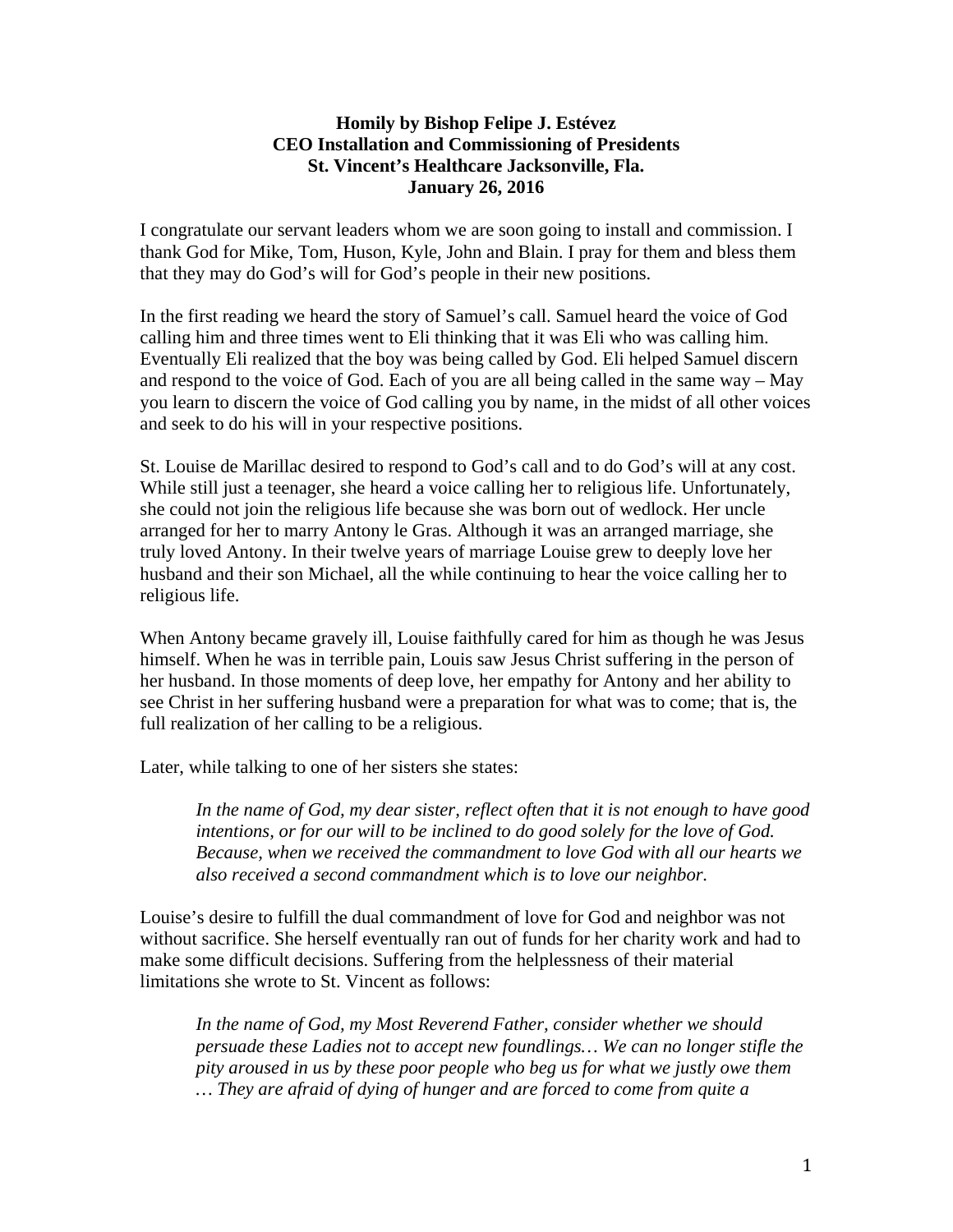**Homily by Bishop Felipe J. Estévez**
**CEO Installation and Commissioning of Presidents**
**St. Vincent's Healthcare Jacksonville, Fla.**
**January 26, 2016**

I congratulate our servant leaders whom we are soon going to install and commission. I thank God for Mike, Tom, Huson, Kyle, John and Blain. I pray for them and bless them that they may do God's will for God's people in their new positions.

In the first reading we heard the story of Samuel's call. Samuel heard the voice of God calling him and three times went to Eli thinking that it was Eli who was calling him. Eventually Eli realized that the boy was being called by God. Eli helped Samuel discern and respond to the voice of God. Each of you are all being called in the same way – May you learn to discern the voice of God calling you by name, in the midst of all other voices and seek to do his will in your respective positions.

St. Louise de Marillac desired to respond to God's call and to do God's will at any cost. While still just a teenager, she heard a voice calling her to religious life. Unfortunately, she could not join the religious life because she was born out of wedlock. Her uncle arranged for her to marry Antony le Gras. Although it was an arranged marriage, she truly loved Antony. In their twelve years of marriage Louise grew to deeply love her husband and their son Michael, all the while continuing to hear the voice calling her to religious life.

When Antony became gravely ill, Louise faithfully cared for him as though he was Jesus himself. When he was in terrible pain, Louis saw Jesus Christ suffering in the person of her husband. In those moments of deep love, her empathy for Antony and her ability to see Christ in her suffering husband were a preparation for what was to come; that is, the full realization of her calling to be a religious.

Later, while talking to one of her sisters she states:

> *In the name of God, my dear sister, reflect often that it is not enough to have good intentions, or for our will to be inclined to do good solely for the love of God. Because, when we received the commandment to love God with all our hearts we also received a second commandment which is to love our neighbor.*

Louise's desire to fulfill the dual commandment of love for God and neighbor was not without sacrifice. She herself eventually ran out of funds for her charity work and had to make some difficult decisions. Suffering from the helplessness of their material limitations she wrote to St. Vincent as follows:

> *In the name of God, my Most Reverend Father, consider whether we should persuade these Ladies not to accept new foundlings… We can no longer stifle the pity aroused in us by these poor people who beg us for what we justly owe them … They are afraid of dying of hunger and are forced to come from quite a*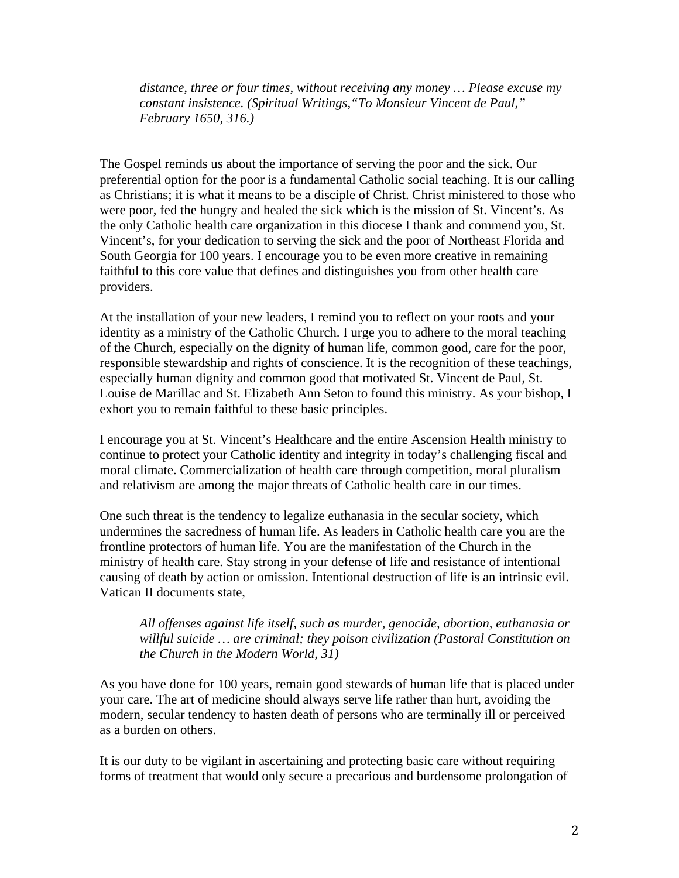> *distance, three or four times, without receiving any money … Please excuse my constant insistence. (Spiritual Writings,"To Monsieur Vincent de Paul," February 1650, 316.)*

The Gospel reminds us about the importance of serving the poor and the sick. Our preferential option for the poor is a fundamental Catholic social teaching. It is our calling as Christians; it is what it means to be a disciple of Christ. Christ ministered to those who were poor, fed the hungry and healed the sick which is the mission of St. Vincent's. As the only Catholic health care organization in this diocese I thank and commend you, St. Vincent's, for your dedication to serving the sick and the poor of Northeast Florida and South Georgia for 100 years. I encourage you to be even more creative in remaining faithful to this core value that defines and distinguishes you from other health care providers.

At the installation of your new leaders, I remind you to reflect on your roots and your identity as a ministry of the Catholic Church. I urge you to adhere to the moral teaching of the Church, especially on the dignity of human life, common good, care for the poor, responsible stewardship and rights of conscience. It is the recognition of these teachings, especially human dignity and common good that motivated St. Vincent de Paul, St. Louise de Marillac and St. Elizabeth Ann Seton to found this ministry. As your bishop, I exhort you to remain faithful to these basic principles.

I encourage you at St. Vincent's Healthcare and the entire Ascension Health ministry to continue to protect your Catholic identity and integrity in today's challenging fiscal and moral climate. Commercialization of health care through competition, moral pluralism and relativism are among the major threats of Catholic health care in our times.

One such threat is the tendency to legalize euthanasia in the secular society, which undermines the sacredness of human life. As leaders in Catholic health care you are the frontline protectors of human life. You are the manifestation of the Church in the ministry of health care. Stay strong in your defense of life and resistance of intentional causing of death by action or omission. Intentional destruction of life is an intrinsic evil. Vatican II documents state,

> *All offenses against life itself, such as murder, genocide, abortion, euthanasia or willful suicide … are criminal; they poison civilization (Pastoral Constitution on the Church in the Modern World, 31)*

As you have done for 100 years, remain good stewards of human life that is placed under your care. The art of medicine should always serve life rather than hurt, avoiding the modern, secular tendency to hasten death of persons who are terminally ill or perceived as a burden on others.

It is our duty to be vigilant in ascertaining and protecting basic care without requiring forms of treatment that would only secure a precarious and burdensome prolongation of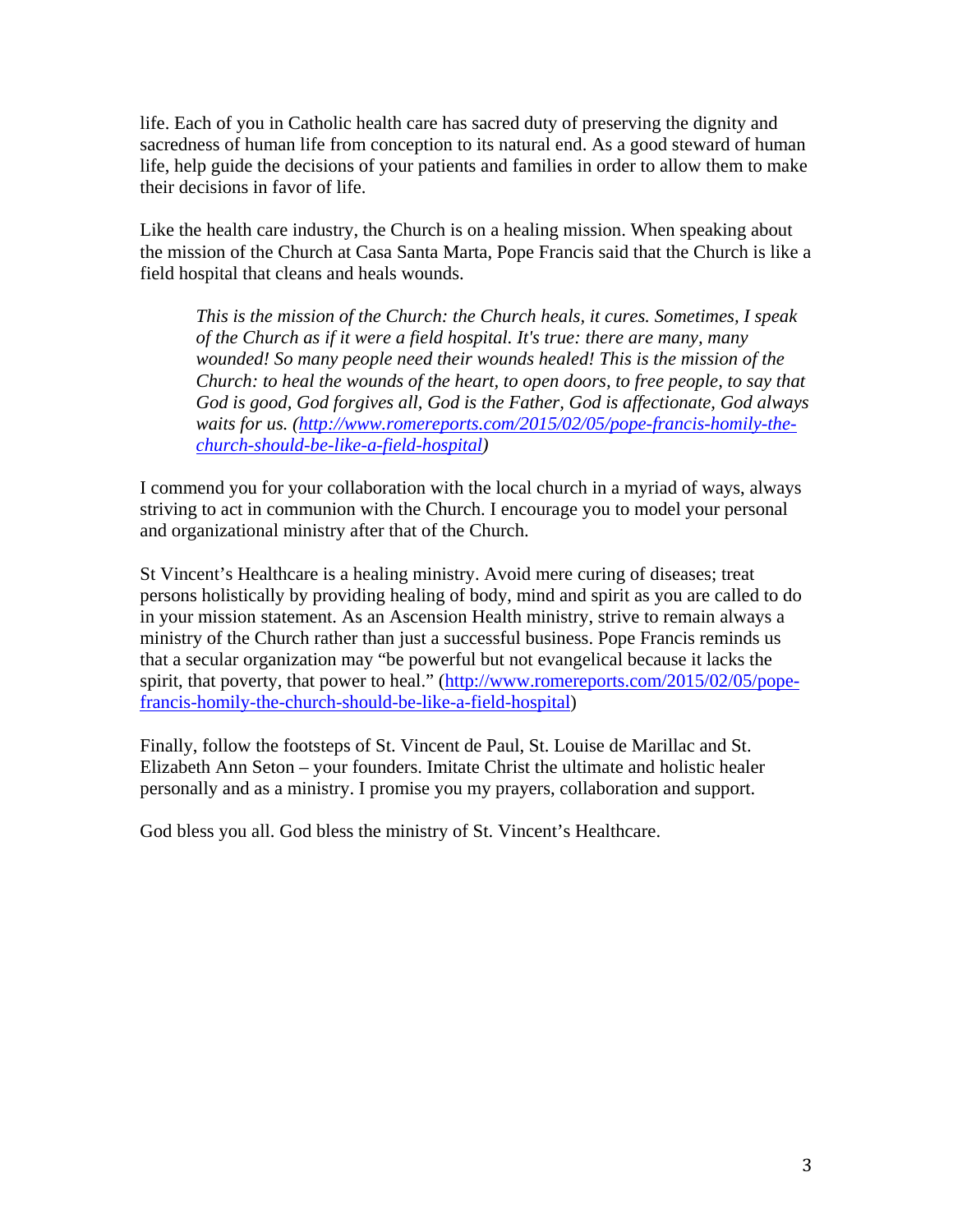life. Each of you in Catholic health care has sacred duty of preserving the dignity and sacredness of human life from conception to its natural end. As a good steward of human life, help guide the decisions of your patients and families in order to allow them to make their decisions in favor of life.

Like the health care industry, the Church is on a healing mission. When speaking about the mission of the Church at Casa Santa Marta, Pope Francis said that the Church is like a field hospital that cleans and heals wounds.

> *This is the mission of the Church: the Church heals, it cures. Sometimes, I speak of the Church as if it were a field hospital. It's true: there are many, many wounded! So many people need their wounds healed! This is the mission of the Church: to heal the wounds of the heart, to open doors, to free people, to say that God is good, God forgives all, God is the Father, God is affectionate, God always waits for us. ([http://www.romereports.com/2015/02/05/pope-francis-homily-the-church-should-be-like-a-field-hospital](http://www.romereports.com/2015/02/05/pope-francis-homily-the-church-should-be-like-a-field-hospital))*

I commend you for your collaboration with the local church in a myriad of ways, always striving to act in communion with the Church. I encourage you to model your personal and organizational ministry after that of the Church.

St Vincent's Healthcare is a healing ministry. Avoid mere curing of diseases; treat persons holistically by providing healing of body, mind and spirit as you are called to do in your mission statement. As an Ascension Health ministry, strive to remain always a ministry of the Church rather than just a successful business. Pope Francis reminds us that a secular organization may "be powerful but not evangelical because it lacks the spirit, that poverty, that power to heal." ([http://www.romereports.com/2015/02/05/pope-francis-homily-the-church-should-be-like-a-field-hospital](http://www.romereports.com/2015/02/05/pope-francis-homily-the-church-should-be-like-a-field-hospital))

Finally, follow the footsteps of St. Vincent de Paul, St. Louise de Marillac and St. Elizabeth Ann Seton – your founders. Imitate Christ the ultimate and holistic healer personally and as a ministry. I promise you my prayers, collaboration and support.

God bless you all. God bless the ministry of St. Vincent's Healthcare.